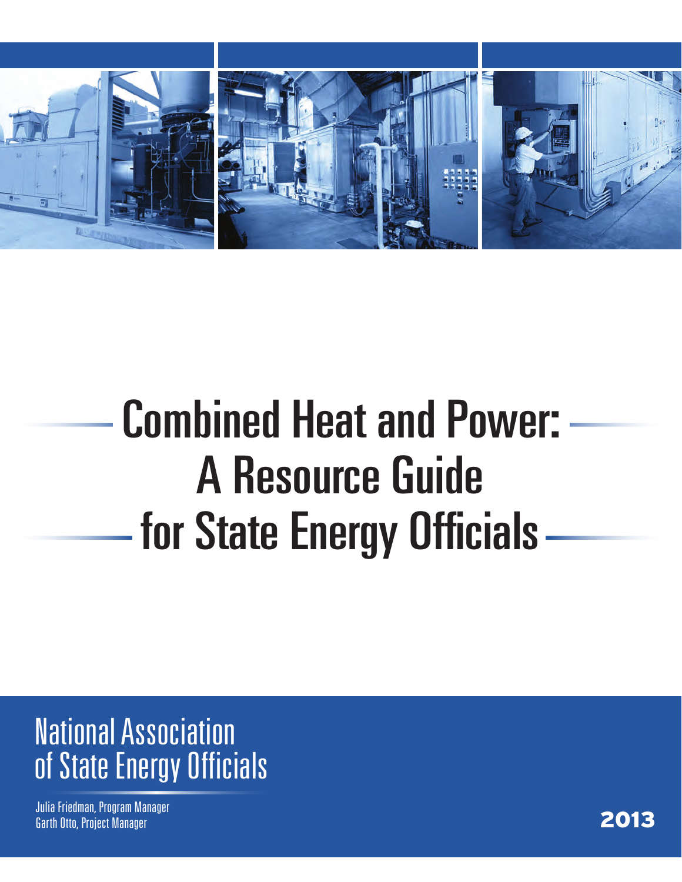# Combined Heat and Power: A Resource Guide for State Energy Officials

National Association of State Energy Officials

Julia Friedman, Program Manager
Garth Otto, Project Manager

2013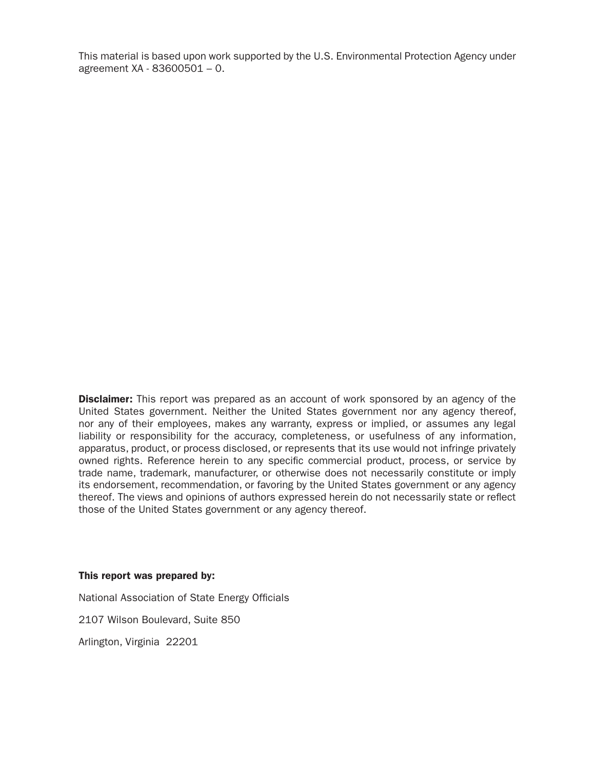This material is based upon work supported by the U.S. Environmental Protection Agency under agreement XA - 83600501 – 0.

**Disclaimer:** This report was prepared as an account of work sponsored by an agency of the United States government. Neither the United States government nor any agency thereof, nor any of their employees, makes any warranty, express or implied, or assumes any legal liability or responsibility for the accuracy, completeness, or usefulness of any information, apparatus, product, or process disclosed, or represents that its use would not infringe privately owned rights. Reference herein to any specific commercial product, process, or service by trade name, trademark, manufacturer, or otherwise does not necessarily constitute or imply its endorsement, recommendation, or favoring by the United States government or any agency thereof. The views and opinions of authors expressed herein do not necessarily state or reflect those of the United States government or any agency thereof.

**This report was prepared by:**

National Association of State Energy Officials

2107 Wilson Boulevard, Suite 850

Arlington, Virginia 22201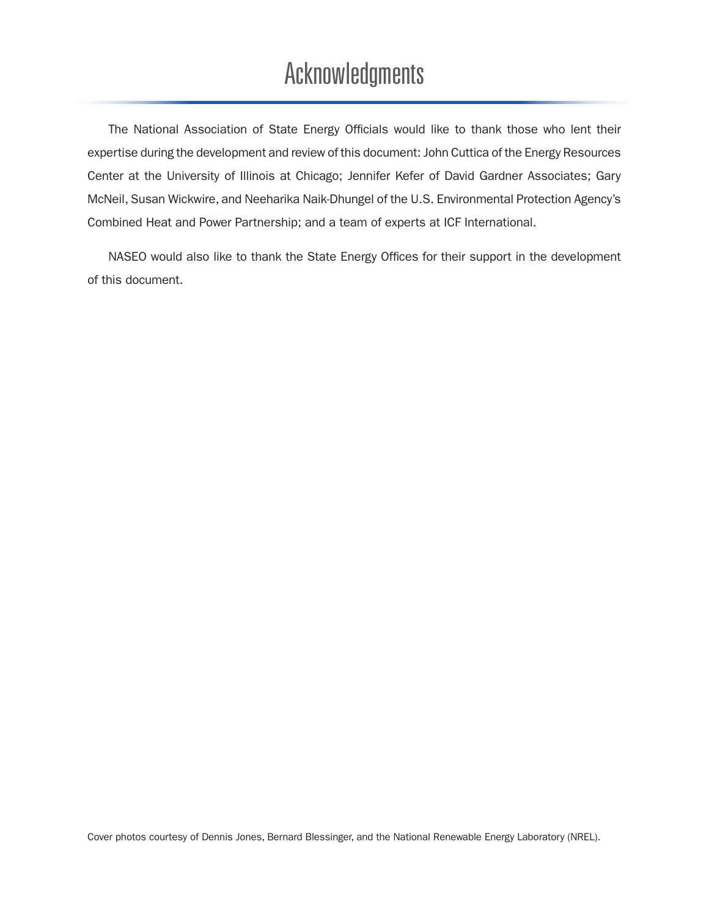# Acknowledgments

The National Association of State Energy Officials would like to thank those who lent their expertise during the development and review of this document: John Cuttica of the Energy Resources Center at the University of Illinois at Chicago; Jennifer Kefer of David Gardner Associates; Gary McNeil, Susan Wickwire, and Neeharika Naik-Dhungel of the U.S. Environmental Protection Agency's Combined Heat and Power Partnership; and a team of experts at ICF International.

NASEO would also like to thank the State Energy Offices for their support in the development of this document.

Cover photos courtesy of Dennis Jones, Bernard Blessinger, and the National Renewable Energy Laboratory (NREL).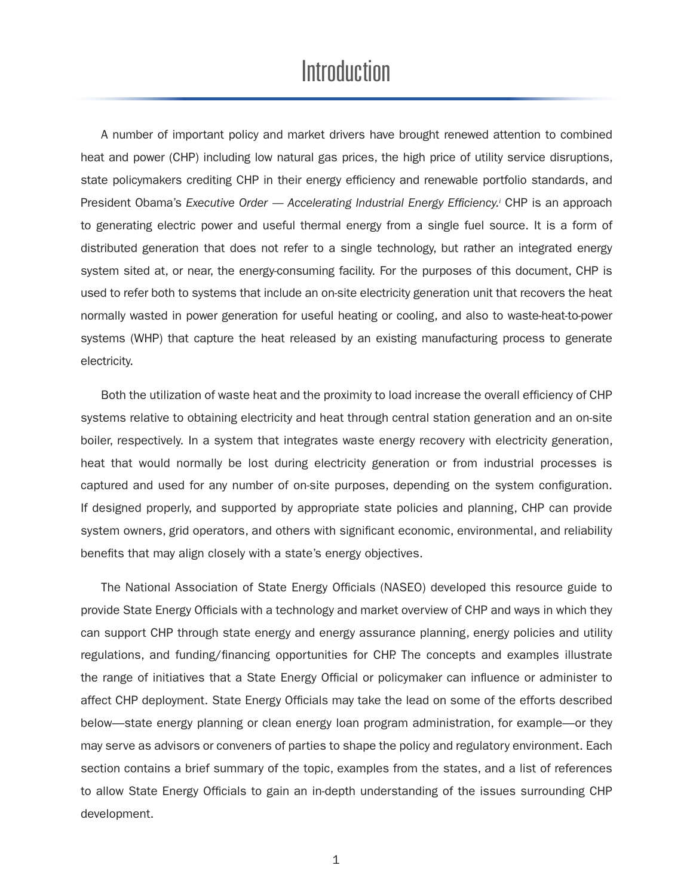# Introduction

A number of important policy and market drivers have brought renewed attention to combined heat and power (CHP) including low natural gas prices, the high price of utility service disruptions, state policymakers crediting CHP in their energy efficiency and renewable portfolio standards, and President Obama's *Executive Order — Accelerating Industrial Energy Efficiency.*[i] CHP is an approach to generating electric power and useful thermal energy from a single fuel source. It is a form of distributed generation that does not refer to a single technology, but rather an integrated energy system sited at, or near, the energy-consuming facility. For the purposes of this document, CHP is used to refer both to systems that include an on-site electricity generation unit that recovers the heat normally wasted in power generation for useful heating or cooling, and also to waste-heat-to-power systems (WHP) that capture the heat released by an existing manufacturing process to generate electricity.

Both the utilization of waste heat and the proximity to load increase the overall efficiency of CHP systems relative to obtaining electricity and heat through central station generation and an on-site boiler, respectively. In a system that integrates waste energy recovery with electricity generation, heat that would normally be lost during electricity generation or from industrial processes is captured and used for any number of on-site purposes, depending on the system configuration. If designed properly, and supported by appropriate state policies and planning, CHP can provide system owners, grid operators, and others with significant economic, environmental, and reliability benefits that may align closely with a state's energy objectives.

The National Association of State Energy Officials (NASEO) developed this resource guide to provide State Energy Officials with a technology and market overview of CHP and ways in which they can support CHP through state energy and energy assurance planning, energy policies and utility regulations, and funding/financing opportunities for CHP. The concepts and examples illustrate the range of initiatives that a State Energy Official or policymaker can influence or administer to affect CHP deployment. State Energy Officials may take the lead on some of the efforts described below—state energy planning or clean energy loan program administration, for example—or they may serve as advisors or conveners of parties to shape the policy and regulatory environment. Each section contains a brief summary of the topic, examples from the states, and a list of references to allow State Energy Officials to gain an in-depth understanding of the issues surrounding CHP development.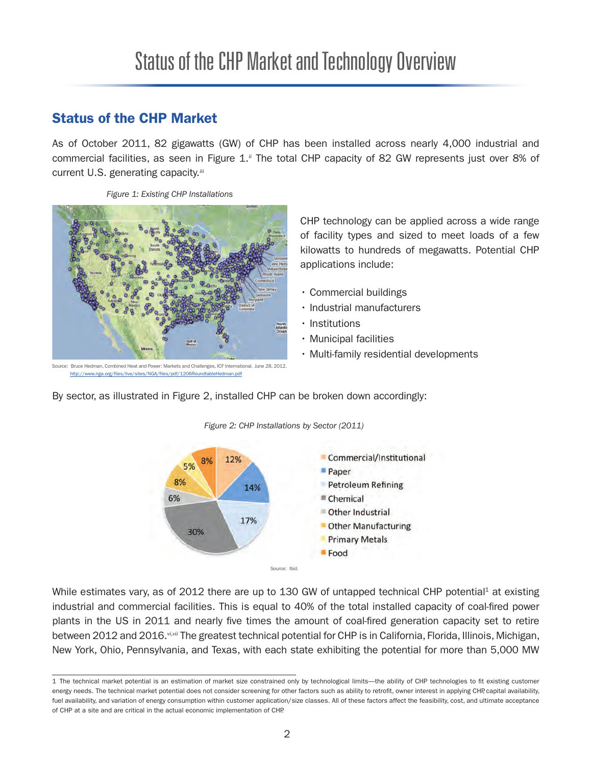# Status of the CHP Market and Technology Overview

## Status of the CHP Market

As of October 2011, 82 gigawatts (GW) of CHP has been installed across nearly 4,000 industrial and commercial facilities, as seen in Figure 1.[ii] The total CHP capacity of 82 GW represents just over 8% of current U.S. generating capacity.[iii]

*Figure 1: Existing CHP Installations*

Source: Bruce Hedman, Combined Heat and Power: Markets and Challenges, ICF International. June 28, 2012. http://www.nga.org/files/live/sites/NGA/files/pdf/1206RoundtableHedman.pdf

CHP technology can be applied across a wide range of facility types and sized to meet loads of a few kilowatts to hundreds of megawatts. Potential CHP applications include:

- Commercial buildings
- Industrial manufacturers
- Institutions
- Municipal facilities
- Multi-family residential developments

By sector, as illustrated in Figure 2, installed CHP can be broken down accordingly:

*Figure 2: CHP Installations by Sector (2011)*

| Sector | Share |
|---|---|
| Commercial/Institutional | 12% |
| Paper | 14% |
| Petroleum Refining | 17% |
| Chemical | 30% |
| Other Industrial | 6% |
| Other Manufacturing | 8% |
| Primary Metals | 5% |
| Food | 8% |

Source: Ibid.

While estimates vary, as of 2012 there are up to 130 GW of untapped technical CHP potential[1] at existing industrial and commercial facilities. This is equal to 40% of the total installed capacity of coal-fired power plants in the US in 2011 and nearly five times the amount of coal-fired generation capacity set to retire between 2012 and 2016.[vi,vii] The greatest technical potential for CHP is in California, Florida, Illinois, Michigan, New York, Ohio, Pennsylvania, and Texas, with each state exhibiting the potential for more than 5,000 MW

1 The technical market potential is an estimation of market size constrained only by technological limits—the ability of CHP technologies to fit existing customer energy needs. The technical market potential does not consider screening for other factors such as ability to retrofit, owner interest in applying CHP, capital availability, fuel availability, and variation of energy consumption within customer application/size classes. All of these factors affect the feasibility, cost, and ultimate acceptance of CHP at a site and are critical in the actual economic implementation of CHP.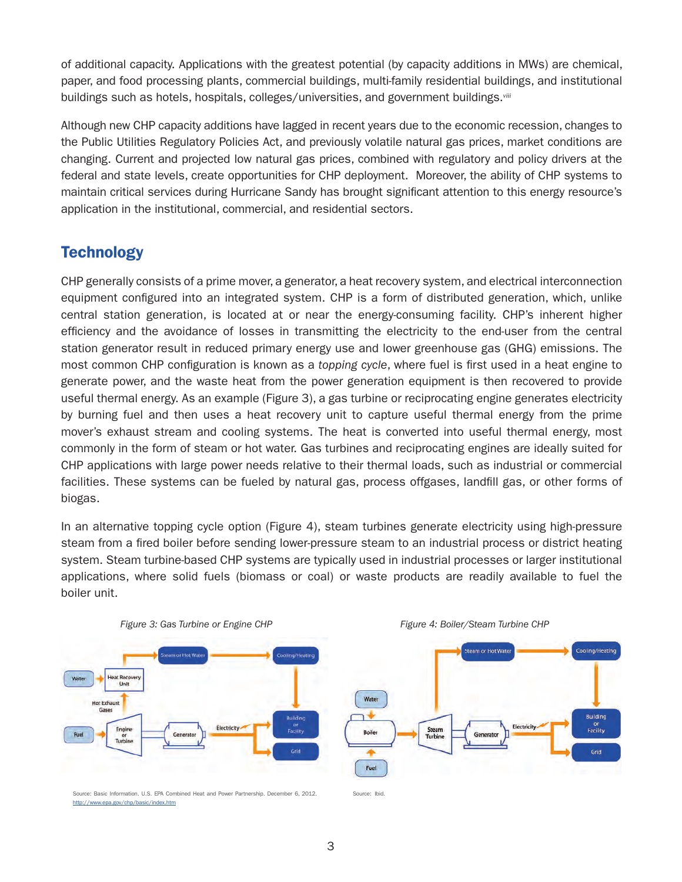of additional capacity. Applications with the greatest potential (by capacity additions in MWs) are chemical, paper, and food processing plants, commercial buildings, multi-family residential buildings, and institutional buildings such as hotels, hospitals, colleges/universities, and government buildings.[viii]

Although new CHP capacity additions have lagged in recent years due to the economic recession, changes to the Public Utilities Regulatory Policies Act, and previously volatile natural gas prices, market conditions are changing. Current and projected low natural gas prices, combined with regulatory and policy drivers at the federal and state levels, create opportunities for CHP deployment. Moreover, the ability of CHP systems to maintain critical services during Hurricane Sandy has brought significant attention to this energy resource's application in the institutional, commercial, and residential sectors.

## Technology

CHP generally consists of a prime mover, a generator, a heat recovery system, and electrical interconnection equipment configured into an integrated system. CHP is a form of distributed generation, which, unlike central station generation, is located at or near the energy-consuming facility. CHP's inherent higher efficiency and the avoidance of losses in transmitting the electricity to the end-user from the central station generator result in reduced primary energy use and lower greenhouse gas (GHG) emissions. The most common CHP configuration is known as a *topping cycle*, where fuel is first used in a heat engine to generate power, and the waste heat from the power generation equipment is then recovered to provide useful thermal energy. As an example (Figure 3), a gas turbine or reciprocating engine generates electricity by burning fuel and then uses a heat recovery unit to capture useful thermal energy from the prime mover's exhaust stream and cooling systems. The heat is converted into useful thermal energy, most commonly in the form of steam or hot water. Gas turbines and reciprocating engines are ideally suited for CHP applications with large power needs relative to their thermal loads, such as industrial or commercial facilities. These systems can be fueled by natural gas, process offgases, landfill gas, or other forms of biogas.

In an alternative topping cycle option (Figure 4), steam turbines generate electricity using high-pressure steam from a fired boiler before sending lower-pressure steam to an industrial process or district heating system. Steam turbine-based CHP systems are typically used in industrial processes or larger institutional applications, where solid fuels (biomass or coal) or waste products are readily available to fuel the boiler unit.

*Figure 3: Gas Turbine or Engine CHP*

Source: Basic Information. U.S. EPA Combined Heat and Power Partnership. December 6, 2012. http://www.epa.gov/chp/basic/index.htm

*Figure 4: Boiler/Steam Turbine CHP*

Source: Ibid.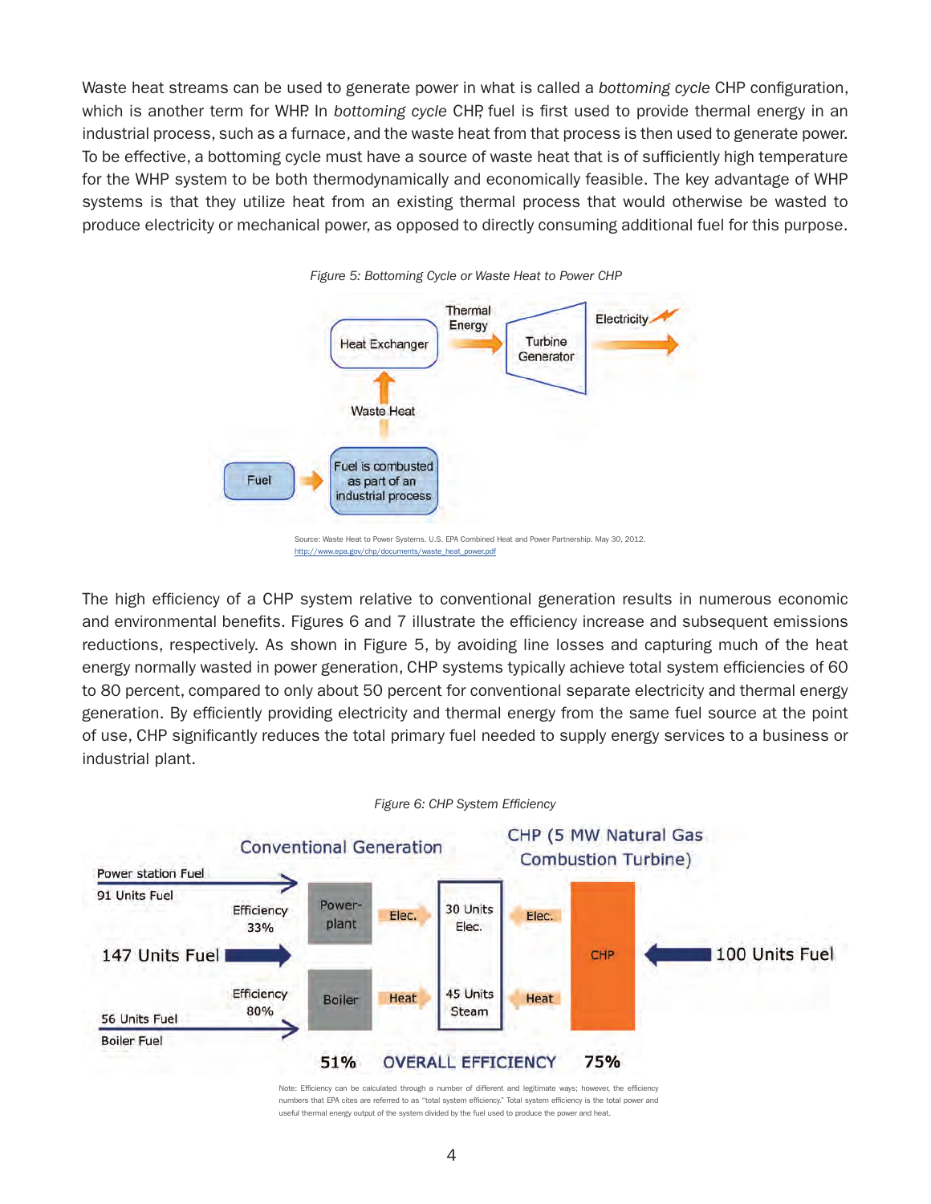Waste heat streams can be used to generate power in what is called a *bottoming cycle* CHP configuration, which is another term for WHP. In *bottoming cycle* CHP, fuel is first used to provide thermal energy in an industrial process, such as a furnace, and the waste heat from that process is then used to generate power. To be effective, a bottoming cycle must have a source of waste heat that is of sufficiently high temperature for the WHP system to be both thermodynamically and economically feasible. The key advantage of WHP systems is that they utilize heat from an existing thermal process that would otherwise be wasted to produce electricity or mechanical power, as opposed to directly consuming additional fuel for this purpose.

*Figure 5: Bottoming Cycle or Waste Heat to Power CHP*

Source: Waste Heat to Power Systems. U.S. EPA Combined Heat and Power Partnership. May 30, 2012. http://www.epa.gov/chp/documents/waste_heat_power.pdf

The high efficiency of a CHP system relative to conventional generation results in numerous economic and environmental benefits. Figures 6 and 7 illustrate the efficiency increase and subsequent emissions reductions, respectively. As shown in Figure 5, by avoiding line losses and capturing much of the heat energy normally wasted in power generation, CHP systems typically achieve total system efficiencies of 60 to 80 percent, compared to only about 50 percent for conventional separate electricity and thermal energy generation. By efficiently providing electricity and thermal energy from the same fuel source at the point of use, CHP significantly reduces the total primary fuel needed to supply energy services to a business or industrial plant.

*Figure 6: CHP System Efficiency*

Note: Efficiency can be calculated through a number of different and legitimate ways; however, the efficiency numbers that EPA cites are referred to as "total system efficiency." Total system efficiency is the total power and useful thermal energy output of the system divided by the fuel used to produce the power and heat.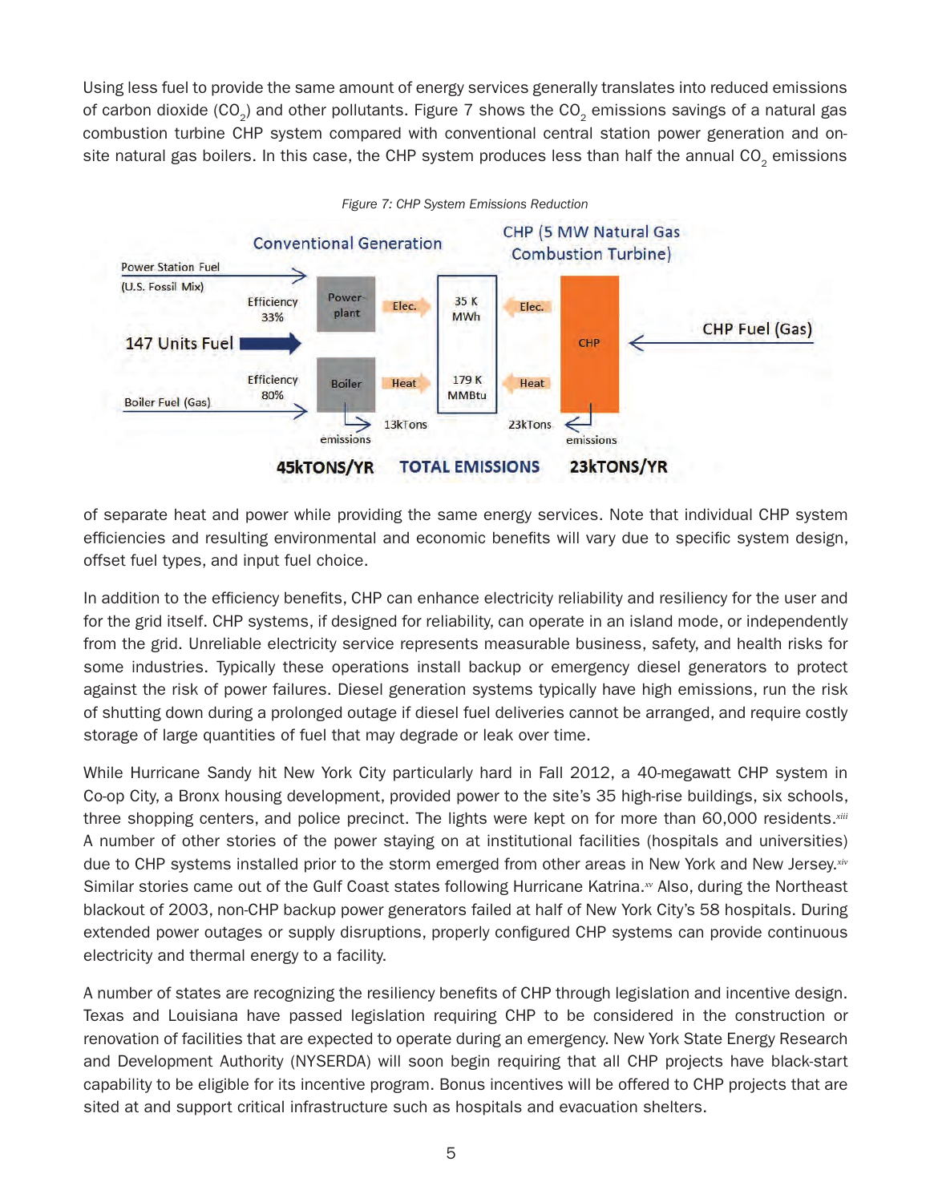Using less fuel to provide the same amount of energy services generally translates into reduced emissions of carbon dioxide ($CO_2$) and other pollutants. Figure 7 shows the $CO_2$ emissions savings of a natural gas combustion turbine CHP system compared with conventional central station power generation and on-site natural gas boilers. In this case, the CHP system produces less than half the annual $CO_2$ emissions of separate heat and power while providing the same energy services. Note that individual CHP system efficiencies and resulting environmental and economic benefits will vary due to specific system design, offset fuel types, and input fuel choice.

*Figure 7: CHP System Emissions Reduction*

In addition to the efficiency benefits, CHP can enhance electricity reliability and resiliency for the user and for the grid itself. CHP systems, if designed for reliability, can operate in an island mode, or independently from the grid. Unreliable electricity service represents measurable business, safety, and health risks for some industries. Typically these operations install backup or emergency diesel generators to protect against the risk of power failures. Diesel generation systems typically have high emissions, run the risk of shutting down during a prolonged outage if diesel fuel deliveries cannot be arranged, and require costly storage of large quantities of fuel that may degrade or leak over time.

While Hurricane Sandy hit New York City particularly hard in Fall 2012, a 40-megawatt CHP system in Co-op City, a Bronx housing development, provided power to the site's 35 high-rise buildings, six schools, three shopping centers, and police precinct. The lights were kept on for more than 60,000 residents.[xiii] A number of other stories of the power staying on at institutional facilities (hospitals and universities) due to CHP systems installed prior to the storm emerged from other areas in New York and New Jersey.[xiv] Similar stories came out of the Gulf Coast states following Hurricane Katrina.[xv] Also, during the Northeast blackout of 2003, non-CHP backup power generators failed at half of New York City's 58 hospitals. During extended power outages or supply disruptions, properly configured CHP systems can provide continuous electricity and thermal energy to a facility.

A number of states are recognizing the resiliency benefits of CHP through legislation and incentive design. Texas and Louisiana have passed legislation requiring CHP to be considered in the construction or renovation of facilities that are expected to operate during an emergency. New York State Energy Research and Development Authority (NYSERDA) will soon begin requiring that all CHP projects have black-start capability to be eligible for its incentive program. Bonus incentives will be offered to CHP projects that are sited at and support critical infrastructure such as hospitals and evacuation shelters.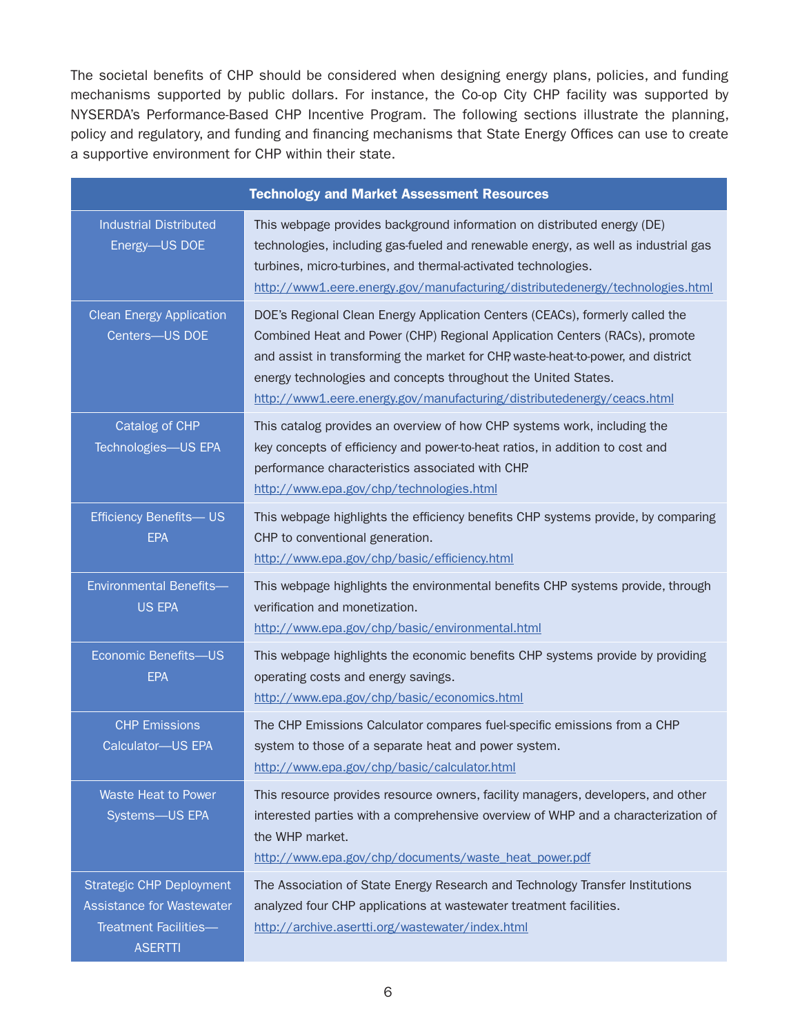The societal benefits of CHP should be considered when designing energy plans, policies, and funding mechanisms supported by public dollars. For instance, the Co-op City CHP facility was supported by NYSERDA's Performance-Based CHP Incentive Program. The following sections illustrate the planning, policy and regulatory, and funding and financing mechanisms that State Energy Offices can use to create a supportive environment for CHP within their state.

| Technology and Market Assessment Resources | |
|---|---|
| Industrial Distributed Energy—US DOE | This webpage provides background information on distributed energy (DE) technologies, including gas-fueled and renewable energy, as well as industrial gas turbines, micro-turbines, and thermal-activated technologies. http://www1.eere.energy.gov/manufacturing/distributedenergy/technologies.html |
| Clean Energy Application Centers—US DOE | DOE's Regional Clean Energy Application Centers (CEACs), formerly called the Combined Heat and Power (CHP) Regional Application Centers (RACs), promote and assist in transforming the market for CHP, waste-heat-to-power, and district energy technologies and concepts throughout the United States. http://www1.eere.energy.gov/manufacturing/distributedenergy/ceacs.html |
| Catalog of CHP Technologies—US EPA | This catalog provides an overview of how CHP systems work, including the key concepts of efficiency and power-to-heat ratios, in addition to cost and performance characteristics associated with CHP. http://www.epa.gov/chp/technologies.html |
| Efficiency Benefits— US EPA | This webpage highlights the efficiency benefits CHP systems provide, by comparing CHP to conventional generation. http://www.epa.gov/chp/basic/efficiency.html |
| Environmental Benefits—US EPA | This webpage highlights the environmental benefits CHP systems provide, through verification and monetization. http://www.epa.gov/chp/basic/environmental.html |
| Economic Benefits—US EPA | This webpage highlights the economic benefits CHP systems provide by providing operating costs and energy savings. http://www.epa.gov/chp/basic/economics.html |
| CHP Emissions Calculator—US EPA | The CHP Emissions Calculator compares fuel-specific emissions from a CHP system to those of a separate heat and power system. http://www.epa.gov/chp/basic/calculator.html |
| Waste Heat to Power Systems—US EPA | This resource provides resource owners, facility managers, developers, and other interested parties with a comprehensive overview of WHP and a characterization of the WHP market. http://www.epa.gov/chp/documents/waste_heat_power.pdf |
| Strategic CHP Deployment Assistance for Wastewater Treatment Facilities—ASERTTI | The Association of State Energy Research and Technology Transfer Institutions analyzed four CHP applications at wastewater treatment facilities. http://archive.asertti.org/wastewater/index.html |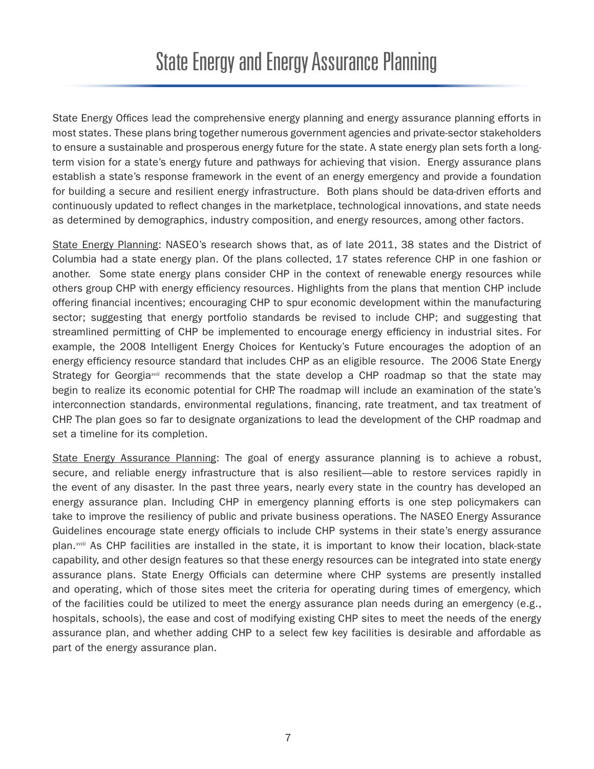# State Energy and Energy Assurance Planning

State Energy Offices lead the comprehensive energy planning and energy assurance planning efforts in most states. These plans bring together numerous government agencies and private-sector stakeholders to ensure a sustainable and prosperous energy future for the state. A state energy plan sets forth a long-term vision for a state's energy future and pathways for achieving that vision. Energy assurance plans establish a state's response framework in the event of an energy emergency and provide a foundation for building a secure and resilient energy infrastructure. Both plans should be data-driven efforts and continuously updated to reflect changes in the marketplace, technological innovations, and state needs as determined by demographics, industry composition, and energy resources, among other factors.

State Energy Planning: NASEO's research shows that, as of late 2011, 38 states and the District of Columbia had a state energy plan. Of the plans collected, 17 states reference CHP in one fashion or another. Some state energy plans consider CHP in the context of renewable energy resources while others group CHP with energy efficiency resources. Highlights from the plans that mention CHP include offering financial incentives; encouraging CHP to spur economic development within the manufacturing sector; suggesting that energy portfolio standards be revised to include CHP; and suggesting that streamlined permitting of CHP be implemented to encourage energy efficiency in industrial sites. For example, the 2008 Intelligent Energy Choices for Kentucky's Future encourages the adoption of an energy efficiency resource standard that includes CHP as an eligible resource. The 2006 State Energy Strategy for Georgia[xvii] recommends that the state develop a CHP roadmap so that the state may begin to realize its economic potential for CHP. The roadmap will include an examination of the state's interconnection standards, environmental regulations, financing, rate treatment, and tax treatment of CHP. The plan goes so far to designate organizations to lead the development of the CHP roadmap and set a timeline for its completion.

State Energy Assurance Planning: The goal of energy assurance planning is to achieve a robust, secure, and reliable energy infrastructure that is also resilient—able to restore services rapidly in the event of any disaster. In the past three years, nearly every state in the country has developed an energy assurance plan. Including CHP in emergency planning efforts is one step policymakers can take to improve the resiliency of public and private business operations. The NASEO Energy Assurance Guidelines encourage state energy officials to include CHP systems in their state's energy assurance plan.[xviii] As CHP facilities are installed in the state, it is important to know their location, black-state capability, and other design features so that these energy resources can be integrated into state energy assurance plans. State Energy Officials can determine where CHP systems are presently installed and operating, which of those sites meet the criteria for operating during times of emergency, which of the facilities could be utilized to meet the energy assurance plan needs during an emergency (e.g., hospitals, schools), the ease and cost of modifying existing CHP sites to meet the needs of the energy assurance plan, and whether adding CHP to a select few key facilities is desirable and affordable as part of the energy assurance plan.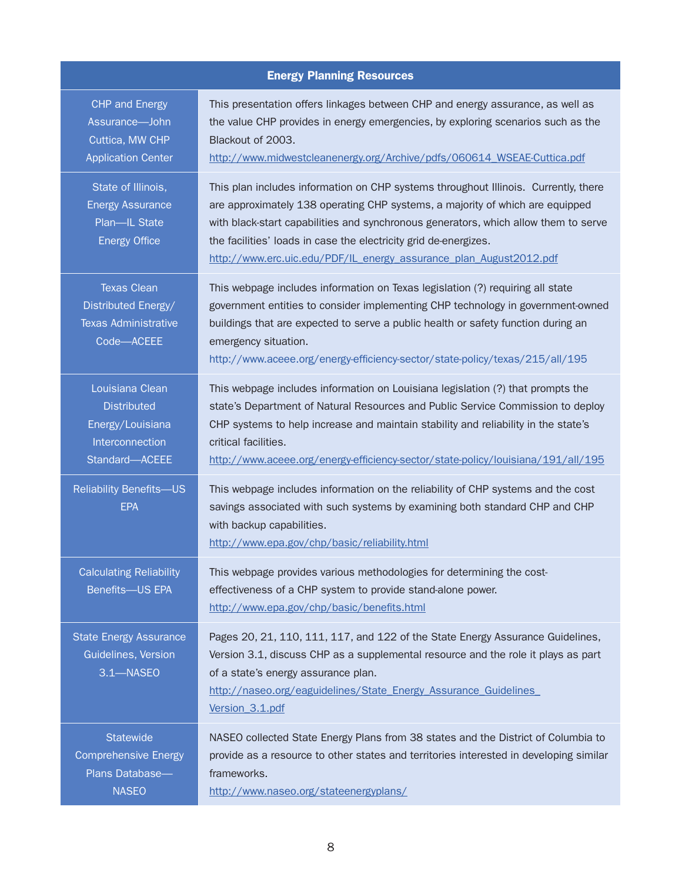| Energy Planning Resources | |
|---|---|
| CHP and Energy Assurance—John Cuttica, MW CHP Application Center | This presentation offers linkages between CHP and energy assurance, as well as the value CHP provides in energy emergencies, by exploring scenarios such as the Blackout of 2003. http://www.midwestcleanenergy.org/Archive/pdfs/060614_WSEAE-Cuttica.pdf |
| State of Illinois, Energy Assurance Plan—IL State Energy Office | This plan includes information on CHP systems throughout Illinois. Currently, there are approximately 138 operating CHP systems, a majority of which are equipped with black-start capabilities and synchronous generators, which allow them to serve the facilities' loads in case the electricity grid de-energizes. http://www.erc.uic.edu/PDF/IL_energy_assurance_plan_August2012.pdf |
| Texas Clean Distributed Energy/ Texas Administrative Code—ACEEE | This webpage includes information on Texas legislation (?) requiring all state government entities to consider implementing CHP technology in government-owned buildings that are expected to serve a public health or safety function during an emergency situation. http://www.aceee.org/energy-efficiency-sector/state-policy/texas/215/all/195 |
| Louisiana Clean Distributed Energy/Louisiana Interconnection Standard—ACEEE | This webpage includes information on Louisiana legislation (?) that prompts the state's Department of Natural Resources and Public Service Commission to deploy CHP systems to help increase and maintain stability and reliability in the state's critical facilities. http://www.aceee.org/energy-efficiency-sector/state-policy/louisiana/191/all/195 |
| Reliability Benefits—US EPA | This webpage includes information on the reliability of CHP systems and the cost savings associated with such systems by examining both standard CHP and CHP with backup capabilities. http://www.epa.gov/chp/basic/reliability.html |
| Calculating Reliability Benefits—US EPA | This webpage provides various methodologies for determining the cost-effectiveness of a CHP system to provide stand-alone power. http://www.epa.gov/chp/basic/benefits.html |
| State Energy Assurance Guidelines, Version 3.1—NASEO | Pages 20, 21, 110, 111, 117, and 122 of the State Energy Assurance Guidelines, Version 3.1, discuss CHP as a supplemental resource and the role it plays as part of a state's energy assurance plan. http://naseo.org/eaguidelines/State_Energy_Assurance_Guidelines_Version_3.1.pdf |
| Statewide Comprehensive Energy Plans Database—NASEO | NASEO collected State Energy Plans from 38 states and the District of Columbia to provide as a resource to other states and territories interested in developing similar frameworks. http://www.naseo.org/stateenergyplans/ |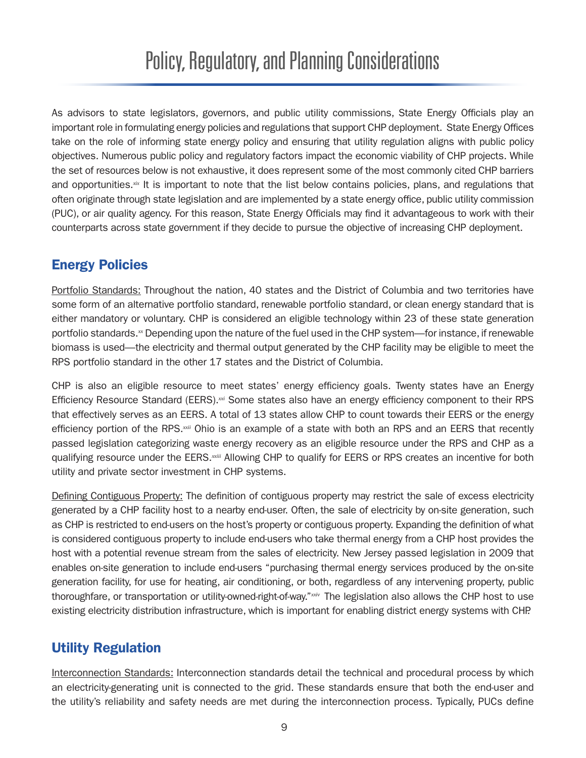# Policy, Regulatory, and Planning Considerations

As advisors to state legislators, governors, and public utility commissions, State Energy Officials play an important role in formulating energy policies and regulations that support CHP deployment. State Energy Offices take on the role of informing state energy policy and ensuring that utility regulation aligns with public policy objectives. Numerous public policy and regulatory factors impact the economic viability of CHP projects. While the set of resources below is not exhaustive, it does represent some of the most commonly cited CHP barriers and opportunities.[xix] It is important to note that the list below contains policies, plans, and regulations that often originate through state legislation and are implemented by a state energy office, public utility commission (PUC), or air quality agency. For this reason, State Energy Officials may find it advantageous to work with their counterparts across state government if they decide to pursue the objective of increasing CHP deployment.

## Energy Policies

Portfolio Standards: Throughout the nation, 40 states and the District of Columbia and two territories have some form of an alternative portfolio standard, renewable portfolio standard, or clean energy standard that is either mandatory or voluntary. CHP is considered an eligible technology within 23 of these state generation portfolio standards.[xx] Depending upon the nature of the fuel used in the CHP system—for instance, if renewable biomass is used—the electricity and thermal output generated by the CHP facility may be eligible to meet the RPS portfolio standard in the other 17 states and the District of Columbia.

CHP is also an eligible resource to meet states' energy efficiency goals. Twenty states have an Energy Efficiency Resource Standard (EERS).[xxi] Some states also have an energy efficiency component to their RPS that effectively serves as an EERS. A total of 13 states allow CHP to count towards their EERS or the energy efficiency portion of the RPS.[xxii] Ohio is an example of a state with both an RPS and an EERS that recently passed legislation categorizing waste energy recovery as an eligible resource under the RPS and CHP as a qualifying resource under the EERS.[xxiii] Allowing CHP to qualify for EERS or RPS creates an incentive for both utility and private sector investment in CHP systems.

Defining Contiguous Property: The definition of contiguous property may restrict the sale of excess electricity generated by a CHP facility host to a nearby end-user. Often, the sale of electricity by on-site generation, such as CHP is restricted to end-users on the host's property or contiguous property. Expanding the definition of what is considered contiguous property to include end-users who take thermal energy from a CHP host provides the host with a potential revenue stream from the sales of electricity. New Jersey passed legislation in 2009 that enables on-site generation to include end-users "purchasing thermal energy services produced by the on-site generation facility, for use for heating, air conditioning, or both, regardless of any intervening property, public thoroughfare, or transportation or utility-owned-right-of-way."[xxiv] The legislation also allows the CHP host to use existing electricity distribution infrastructure, which is important for enabling district energy systems with CHP.

## Utility Regulation

Interconnection Standards: Interconnection standards detail the technical and procedural process by which an electricity-generating unit is connected to the grid. These standards ensure that both the end-user and the utility's reliability and safety needs are met during the interconnection process. Typically, PUCs define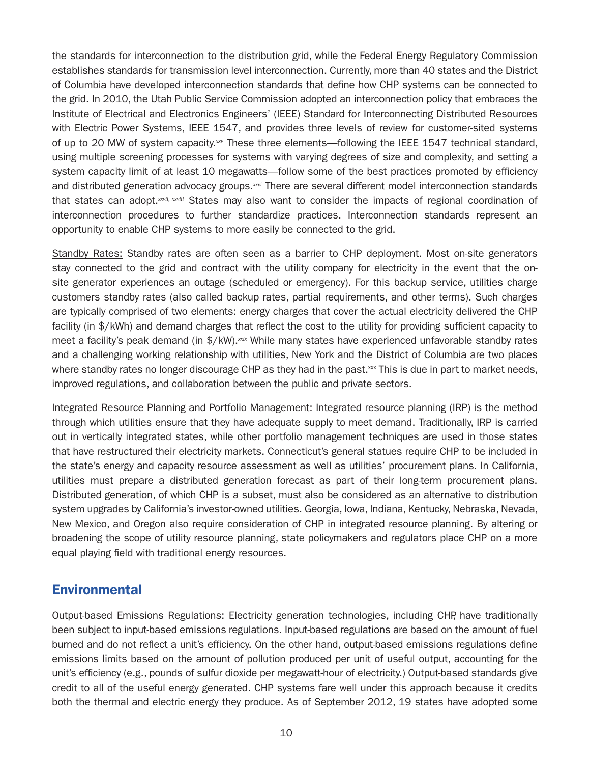the standards for interconnection to the distribution grid, while the Federal Energy Regulatory Commission establishes standards for transmission level interconnection. Currently, more than 40 states and the District of Columbia have developed interconnection standards that define how CHP systems can be connected to the grid. In 2010, the Utah Public Service Commission adopted an interconnection policy that embraces the Institute of Electrical and Electronics Engineers' (IEEE) Standard for Interconnecting Distributed Resources with Electric Power Systems, IEEE 1547, and provides three levels of review for customer-sited systems of up to 20 MW of system capacity.[xxv] These three elements—following the IEEE 1547 technical standard, using multiple screening processes for systems with varying degrees of size and complexity, and setting a system capacity limit of at least 10 megawatts—follow some of the best practices promoted by efficiency and distributed generation advocacy groups.[xxvi] There are several different model interconnection standards that states can adopt.[xxvii, xxviii] States may also want to consider the impacts of regional coordination of interconnection procedures to further standardize practices. Interconnection standards represent an opportunity to enable CHP systems to more easily be connected to the grid.

Standby Rates: Standby rates are often seen as a barrier to CHP deployment. Most on-site generators stay connected to the grid and contract with the utility company for electricity in the event that the on-site generator experiences an outage (scheduled or emergency). For this backup service, utilities charge customers standby rates (also called backup rates, partial requirements, and other terms). Such charges are typically comprised of two elements: energy charges that cover the actual electricity delivered the CHP facility (in $/kWh) and demand charges that reflect the cost to the utility for providing sufficient capacity to meet a facility's peak demand (in $/kW).[xxix] While many states have experienced unfavorable standby rates and a challenging working relationship with utilities, New York and the District of Columbia are two places where standby rates no longer discourage CHP as they had in the past.[xxx] This is due in part to market needs, improved regulations, and collaboration between the public and private sectors.

Integrated Resource Planning and Portfolio Management: Integrated resource planning (IRP) is the method through which utilities ensure that they have adequate supply to meet demand. Traditionally, IRP is carried out in vertically integrated states, while other portfolio management techniques are used in those states that have restructured their electricity markets. Connecticut's general statues require CHP to be included in the state's energy and capacity resource assessment as well as utilities' procurement plans. In California, utilities must prepare a distributed generation forecast as part of their long-term procurement plans. Distributed generation, of which CHP is a subset, must also be considered as an alternative to distribution system upgrades by California's investor-owned utilities. Georgia, Iowa, Indiana, Kentucky, Nebraska, Nevada, New Mexico, and Oregon also require consideration of CHP in integrated resource planning. By altering or broadening the scope of utility resource planning, state policymakers and regulators place CHP on a more equal playing field with traditional energy resources.

## Environmental

Output-based Emissions Regulations: Electricity generation technologies, including CHP, have traditionally been subject to input-based emissions regulations. Input-based regulations are based on the amount of fuel burned and do not reflect a unit's efficiency. On the other hand, output-based emissions regulations define emissions limits based on the amount of pollution produced per unit of useful output, accounting for the unit's efficiency (e.g., pounds of sulfur dioxide per megawatt-hour of electricity.) Output-based standards give credit to all of the useful energy generated. CHP systems fare well under this approach because it credits both the thermal and electric energy they produce. As of September 2012, 19 states have adopted some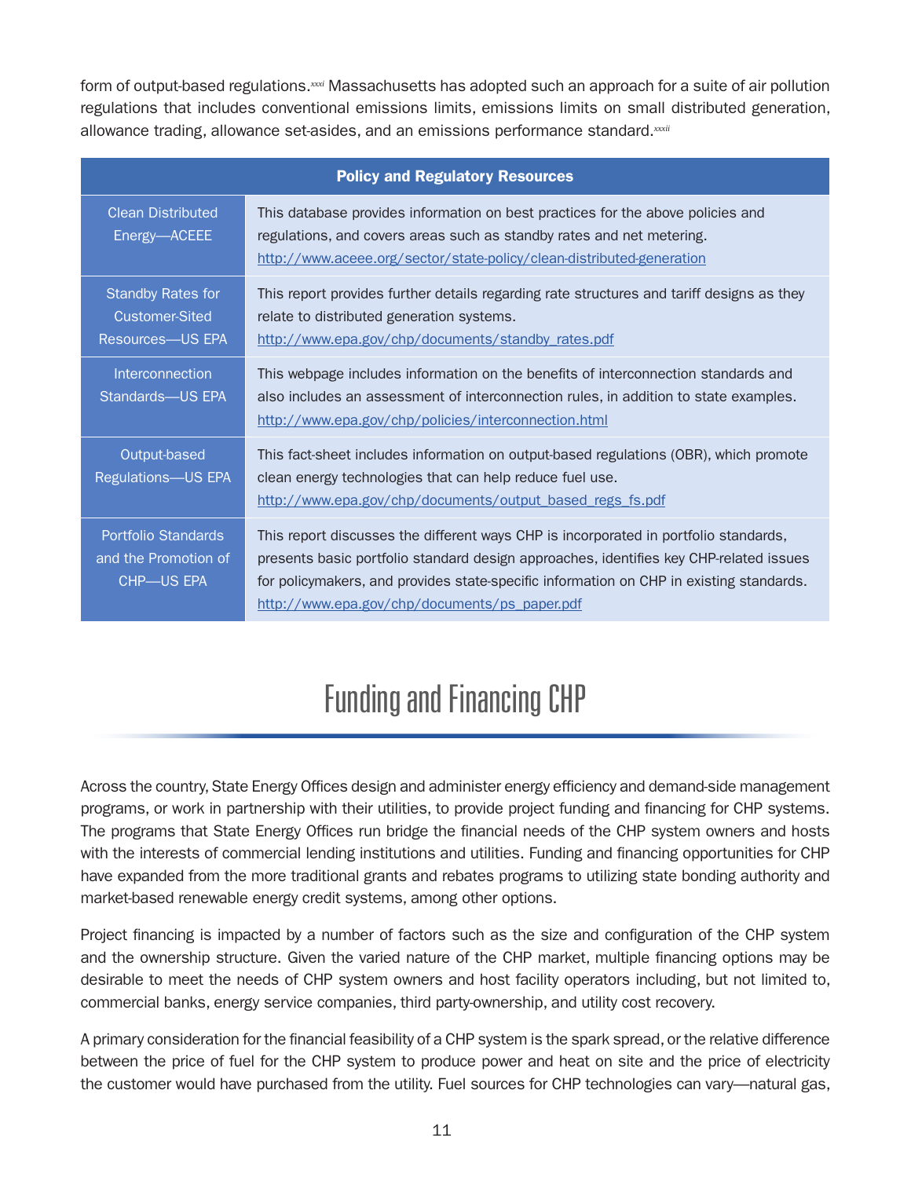form of output-based regulations.[xxxi] Massachusetts has adopted such an approach for a suite of air pollution regulations that includes conventional emissions limits, emissions limits on small distributed generation, allowance trading, allowance set-asides, and an emissions performance standard.[xxxii]

| Policy and Regulatory Resources | |
|---|---|
| Clean Distributed Energy—ACEEE | This database provides information on best practices for the above policies and regulations, and covers areas such as standby rates and net metering. http://www.aceee.org/sector/state-policy/clean-distributed-generation |
| Standby Rates for Customer-Sited Resources—US EPA | This report provides further details regarding rate structures and tariff designs as they relate to distributed generation systems. http://www.epa.gov/chp/documents/standby_rates.pdf |
| Interconnection Standards—US EPA | This webpage includes information on the benefits of interconnection standards and also includes an assessment of interconnection rules, in addition to state examples. http://www.epa.gov/chp/policies/interconnection.html |
| Output-based Regulations—US EPA | This fact-sheet includes information on output-based regulations (OBR), which promote clean energy technologies that can help reduce fuel use. http://www.epa.gov/chp/documents/output_based_regs_fs.pdf |
| Portfolio Standards and the Promotion of CHP—US EPA | This report discusses the different ways CHP is incorporated in portfolio standards, presents basic portfolio standard design approaches, identifies key CHP-related issues for policymakers, and provides state-specific information on CHP in existing standards. http://www.epa.gov/chp/documents/ps_paper.pdf |

# Funding and Financing CHP

Across the country, State Energy Offices design and administer energy efficiency and demand-side management programs, or work in partnership with their utilities, to provide project funding and financing for CHP systems. The programs that State Energy Offices run bridge the financial needs of the CHP system owners and hosts with the interests of commercial lending institutions and utilities. Funding and financing opportunities for CHP have expanded from the more traditional grants and rebates programs to utilizing state bonding authority and market-based renewable energy credit systems, among other options.

Project financing is impacted by a number of factors such as the size and configuration of the CHP system and the ownership structure. Given the varied nature of the CHP market, multiple financing options may be desirable to meet the needs of CHP system owners and host facility operators including, but not limited to, commercial banks, energy service companies, third party-ownership, and utility cost recovery.

A primary consideration for the financial feasibility of a CHP system is the spark spread, or the relative difference between the price of fuel for the CHP system to produce power and heat on site and the price of electricity the customer would have purchased from the utility. Fuel sources for CHP technologies can vary—natural gas,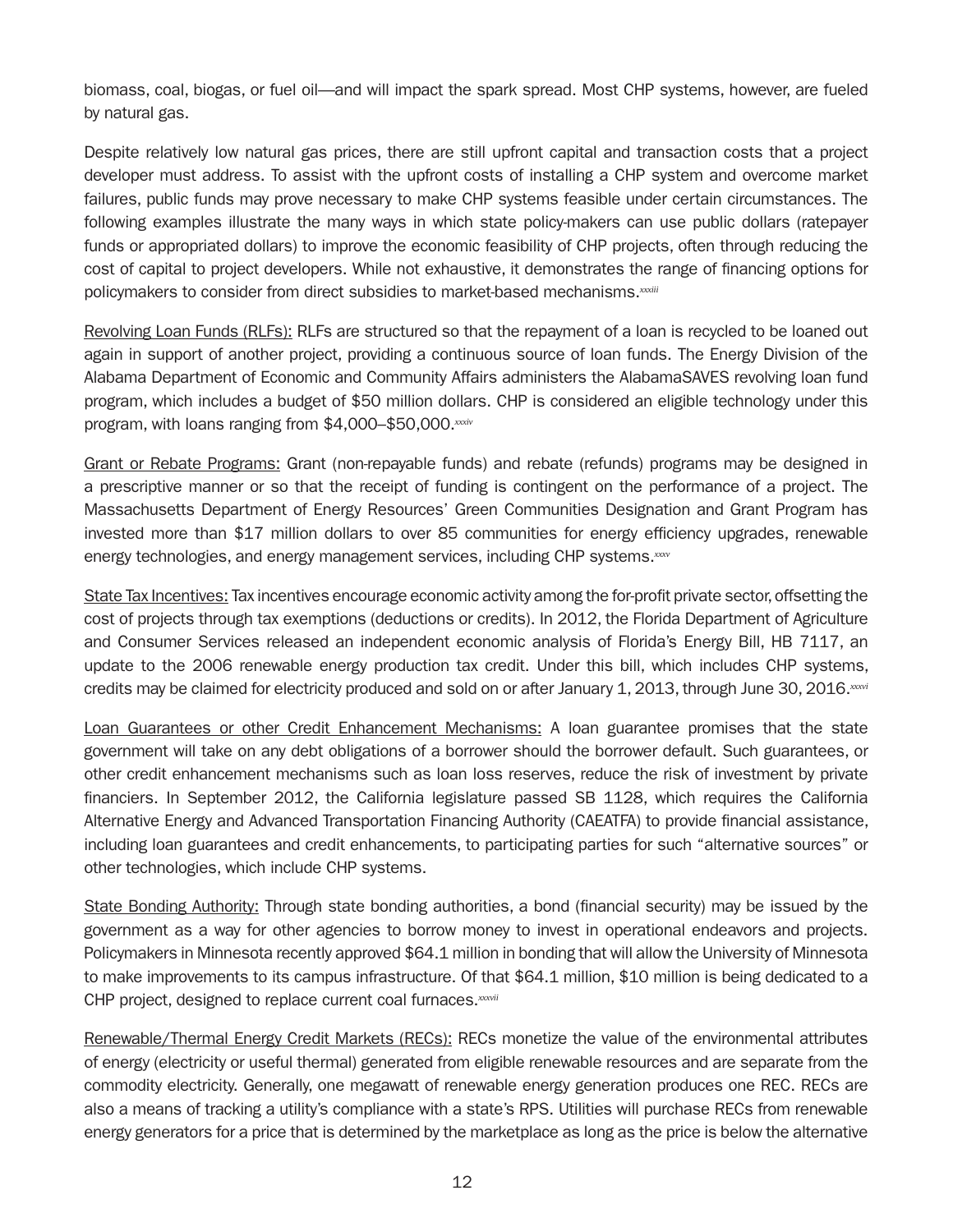biomass, coal, biogas, or fuel oil—and will impact the spark spread. Most CHP systems, however, are fueled by natural gas.

Despite relatively low natural gas prices, there are still upfront capital and transaction costs that a project developer must address. To assist with the upfront costs of installing a CHP system and overcome market failures, public funds may prove necessary to make CHP systems feasible under certain circumstances. The following examples illustrate the many ways in which state policy-makers can use public dollars (ratepayer funds or appropriated dollars) to improve the economic feasibility of CHP projects, often through reducing the cost of capital to project developers. While not exhaustive, it demonstrates the range of financing options for policymakers to consider from direct subsidies to market-based mechanisms.[xxxiii]

<u>Revolving Loan Funds (RLFs):</u> RLFs are structured so that the repayment of a loan is recycled to be loaned out again in support of another project, providing a continuous source of loan funds. The Energy Division of the Alabama Department of Economic and Community Affairs administers the AlabamaSAVES revolving loan fund program, which includes a budget of $50 million dollars. CHP is considered an eligible technology under this program, with loans ranging from $4,000–$50,000.[xxxiv]

<u>Grant or Rebate Programs:</u> Grant (non-repayable funds) and rebate (refunds) programs may be designed in a prescriptive manner or so that the receipt of funding is contingent on the performance of a project. The Massachusetts Department of Energy Resources' Green Communities Designation and Grant Program has invested more than $17 million dollars to over 85 communities for energy efficiency upgrades, renewable energy technologies, and energy management services, including CHP systems.[xxxv]

<u>State Tax Incentives:</u> Tax incentives encourage economic activity among the for-profit private sector, offsetting the cost of projects through tax exemptions (deductions or credits). In 2012, the Florida Department of Agriculture and Consumer Services released an independent economic analysis of Florida's Energy Bill, HB 7117, an update to the 2006 renewable energy production tax credit. Under this bill, which includes CHP systems, credits may be claimed for electricity produced and sold on or after January 1, 2013, through June 30, 2016.[xxxvi]

<u>Loan Guarantees or other Credit Enhancement Mechanisms:</u> A loan guarantee promises that the state government will take on any debt obligations of a borrower should the borrower default. Such guarantees, or other credit enhancement mechanisms such as loan loss reserves, reduce the risk of investment by private financiers. In September 2012, the California legislature passed SB 1128, which requires the California Alternative Energy and Advanced Transportation Financing Authority (CAEATFA) to provide financial assistance, including loan guarantees and credit enhancements, to participating parties for such "alternative sources" or other technologies, which include CHP systems.

<u>State Bonding Authority:</u> Through state bonding authorities, a bond (financial security) may be issued by the government as a way for other agencies to borrow money to invest in operational endeavors and projects. Policymakers in Minnesota recently approved $64.1 million in bonding that will allow the University of Minnesota to make improvements to its campus infrastructure. Of that $64.1 million, $10 million is being dedicated to a CHP project, designed to replace current coal furnaces.[xxxvii]

<u>Renewable/Thermal Energy Credit Markets (RECs):</u> RECs monetize the value of the environmental attributes of energy (electricity or useful thermal) generated from eligible renewable resources and are separate from the commodity electricity. Generally, one megawatt of renewable energy generation produces one REC. RECs are also a means of tracking a utility's compliance with a state's RPS. Utilities will purchase RECs from renewable energy generators for a price that is determined by the marketplace as long as the price is below the alternative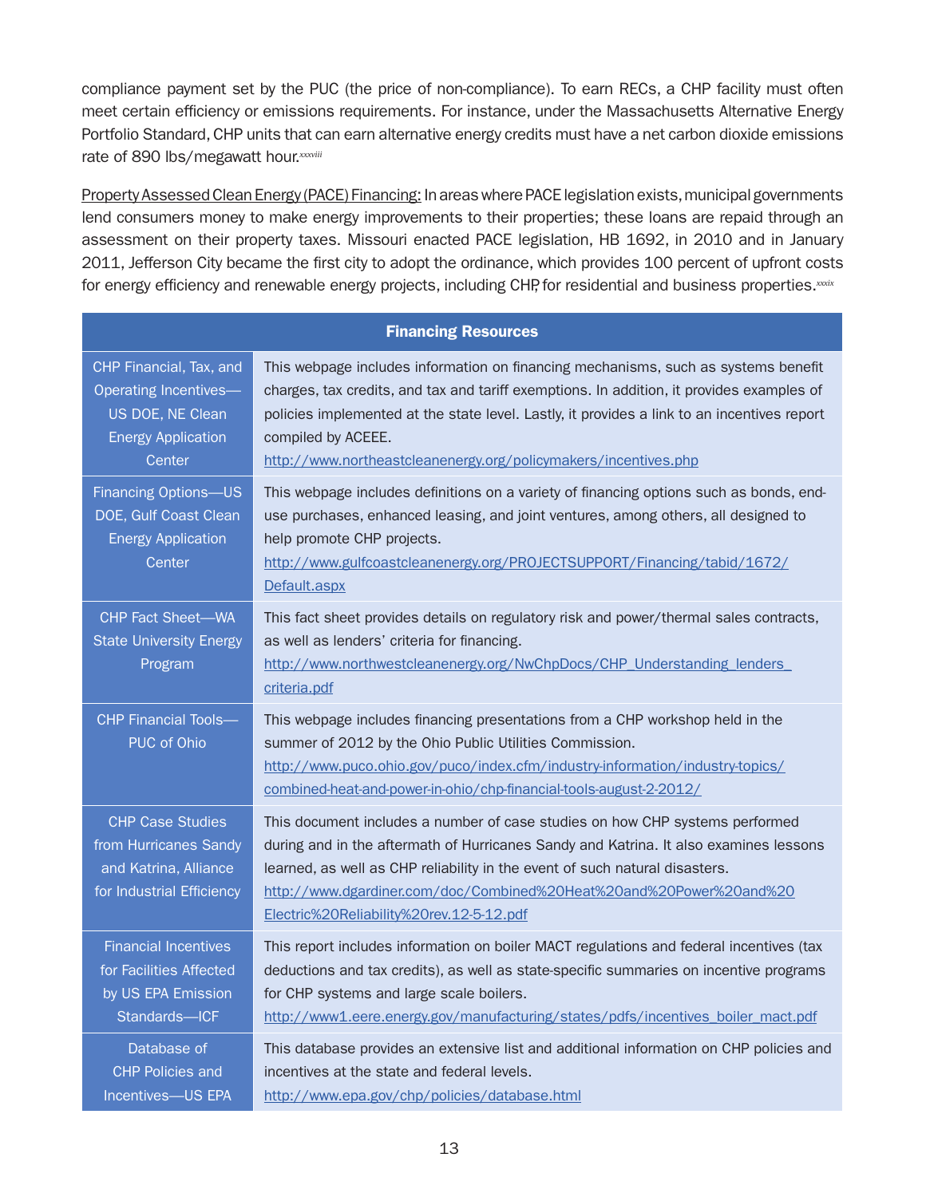compliance payment set by the PUC (the price of non-compliance). To earn RECs, a CHP facility must often meet certain efficiency or emissions requirements. For instance, under the Massachusetts Alternative Energy Portfolio Standard, CHP units that can earn alternative energy credits must have a net carbon dioxide emissions rate of 890 lbs/megawatt hour.[xxxviii]

Property Assessed Clean Energy (PACE) Financing: In areas where PACE legislation exists, municipal governments lend consumers money to make energy improvements to their properties; these loans are repaid through an assessment on their property taxes. Missouri enacted PACE legislation, HB 1692, in 2010 and in January 2011, Jefferson City became the first city to adopt the ordinance, which provides 100 percent of upfront costs for energy efficiency and renewable energy projects, including CHP, for residential and business properties.[xxxix]

| Financing Resources | |
|---|---|
| CHP Financial, Tax, and Operating Incentives—US DOE, NE Clean Energy Application Center | This webpage includes information on financing mechanisms, such as systems benefit charges, tax credits, and tax and tariff exemptions. In addition, it provides examples of policies implemented at the state level. Lastly, it provides a link to an incentives report compiled by ACEEE. http://www.northeastcleanenergy.org/policymakers/incentives.php |
| Financing Options—US DOE, Gulf Coast Clean Energy Application Center | This webpage includes definitions on a variety of financing options such as bonds, end-use purchases, enhanced leasing, and joint ventures, among others, all designed to help promote CHP projects. http://www.gulfcoastcleanenergy.org/PROJECTSUPPORT/Financing/tabid/1672/Default.aspx |
| CHP Fact Sheet—WA State University Energy Program | This fact sheet provides details on regulatory risk and power/thermal sales contracts, as well as lenders' criteria for financing. http://www.northwestcleanenergy.org/NwChpDocs/CHP_Understanding_lenders_criteria.pdf |
| CHP Financial Tools—PUC of Ohio | This webpage includes financing presentations from a CHP workshop held in the summer of 2012 by the Ohio Public Utilities Commission. http://www.puco.ohio.gov/puco/index.cfm/industry-information/industry-topics/combined-heat-and-power-in-ohio/chp-financial-tools-august-2-2012/ |
| CHP Case Studies from Hurricanes Sandy and Katrina, Alliance for Industrial Efficiency | This document includes a number of case studies on how CHP systems performed during and in the aftermath of Hurricanes Sandy and Katrina. It also examines lessons learned, as well as CHP reliability in the event of such natural disasters. http://www.dgardiner.com/doc/Combined%20Heat%20and%20Power%20and%20Electric%20Reliability%20rev.12-5-12.pdf |
| Financial Incentives for Facilities Affected by US EPA Emission Standards—ICF | This report includes information on boiler MACT regulations and federal incentives (tax deductions and tax credits), as well as state-specific summaries on incentive programs for CHP systems and large scale boilers. http://www1.eere.energy.gov/manufacturing/states/pdfs/incentives_boiler_mact.pdf |
| Database of CHP Policies and Incentives—US EPA | This database provides an extensive list and additional information on CHP policies and incentives at the state and federal levels. http://www.epa.gov/chp/policies/database.html |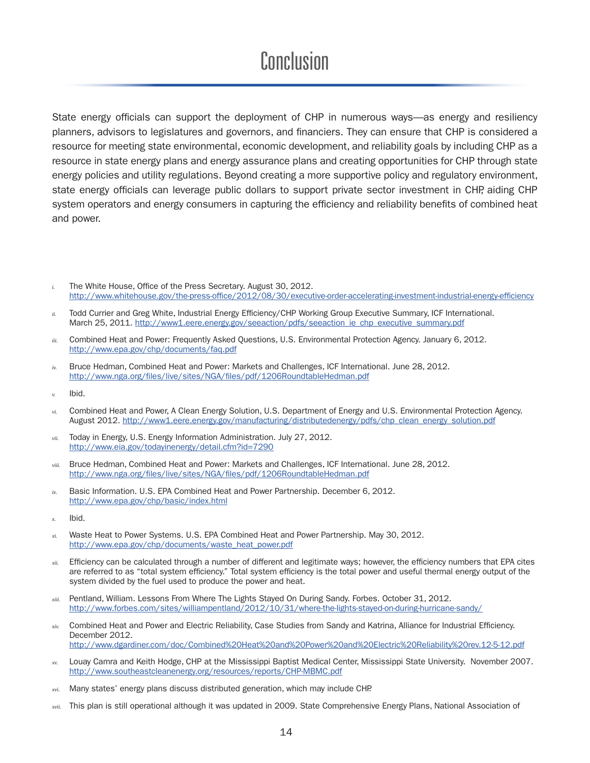# Conclusion

State energy officials can support the deployment of CHP in numerous ways—as energy and resiliency planners, advisors to legislatures and governors, and financiers. They can ensure that CHP is considered a resource for meeting state environmental, economic development, and reliability goals by including CHP as a resource in state energy plans and energy assurance plans and creating opportunities for CHP through state energy policies and utility regulations. Beyond creating a more supportive policy and regulatory environment, state energy officials can leverage public dollars to support private sector investment in CHP, aiding CHP system operators and energy consumers in capturing the efficiency and reliability benefits of combined heat and power.

i. The White House, Office of the Press Secretary. August 30, 2012. http://www.whitehouse.gov/the-press-office/2012/08/30/executive-order-accelerating-investment-industrial-energy-efficiency

ii. Todd Currier and Greg White, Industrial Energy Efficiency/CHP Working Group Executive Summary, ICF International. March 25, 2011. http://www1.eere.energy.gov/seeaction/pdfs/seeaction_ie_chp_executive_summary.pdf

iii. Combined Heat and Power: Frequently Asked Questions, U.S. Environmental Protection Agency. January 6, 2012. http://www.epa.gov/chp/documents/faq.pdf

iv. Bruce Hedman, Combined Heat and Power: Markets and Challenges, ICF International. June 28, 2012. http://www.nga.org/files/live/sites/NGA/files/pdf/1206RoundtableHedman.pdf

v. Ibid.

vi. Combined Heat and Power, A Clean Energy Solution, U.S. Department of Energy and U.S. Environmental Protection Agency. August 2012. http://www1.eere.energy.gov/manufacturing/distributedenergy/pdfs/chp_clean_energy_solution.pdf

vii. Today in Energy, U.S. Energy Information Administration. July 27, 2012. http://www.eia.gov/todayinenergy/detail.cfm?id=7290

viii. Bruce Hedman, Combined Heat and Power: Markets and Challenges, ICF International. June 28, 2012. http://www.nga.org/files/live/sites/NGA/files/pdf/1206RoundtableHedman.pdf

ix. Basic Information. U.S. EPA Combined Heat and Power Partnership. December 6, 2012. http://www.epa.gov/chp/basic/index.html

x. Ibid.

xi. Waste Heat to Power Systems. U.S. EPA Combined Heat and Power Partnership. May 30, 2012. http://www.epa.gov/chp/documents/waste_heat_power.pdf

xii. Efficiency can be calculated through a number of different and legitimate ways; however, the efficiency numbers that EPA cites are referred to as "total system efficiency." Total system efficiency is the total power and useful thermal energy output of the system divided by the fuel used to produce the power and heat.

xiii. Pentland, William. Lessons From Where The Lights Stayed On During Sandy. Forbes. October 31, 2012. http://www.forbes.com/sites/williampentland/2012/10/31/where-the-lights-stayed-on-during-hurricane-sandy/

xiv. Combined Heat and Power and Electric Reliability, Case Studies from Sandy and Katrina, Alliance for Industrial Efficiency. December 2012. http://www.dgardiner.com/doc/Combined%20Heat%20and%20Power%20and%20Electric%20Reliability%20rev.12-5-12.pdf

xv. Louay Camra and Keith Hodge, CHP at the Mississippi Baptist Medical Center, Mississippi State University. November 2007. http://www.southeastcleanenergy.org/resources/reports/CHP-MBMC.pdf

xvi. Many states' energy plans discuss distributed generation, which may include CHP.

xvii. This plan is still operational although it was updated in 2009. State Comprehensive Energy Plans, National Association of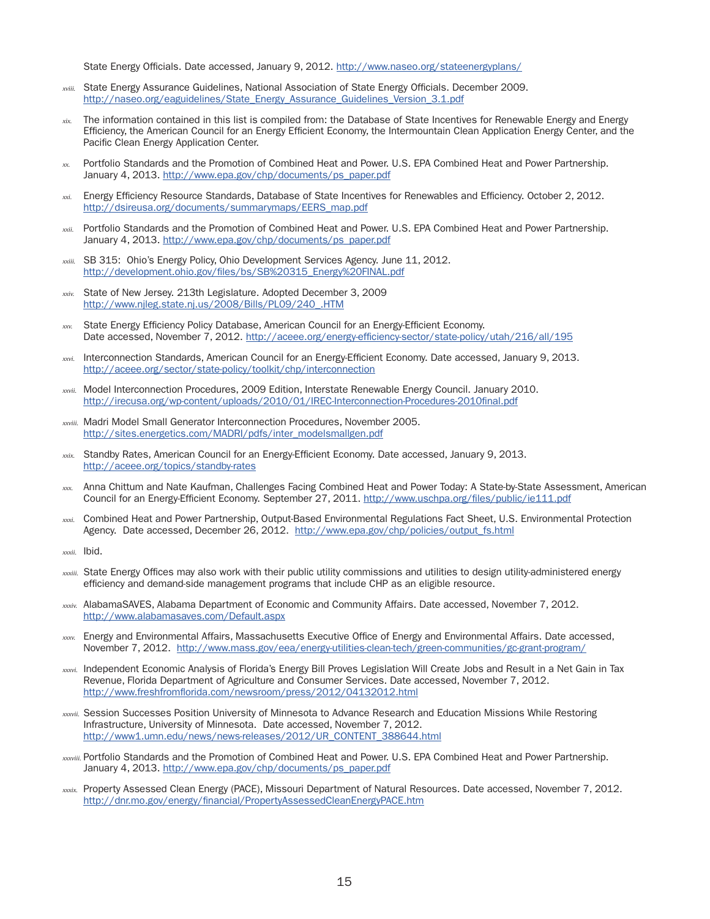State Energy Officials. Date accessed, January 9, 2012. http://www.naseo.org/stateenergyplans/

xviii. State Energy Assurance Guidelines, National Association of State Energy Officials. December 2009. http://naseo.org/eaguidelines/State_Energy_Assurance_Guidelines_Version_3.1.pdf

xix. The information contained in this list is compiled from: the Database of State Incentives for Renewable Energy and Energy Efficiency, the American Council for an Energy Efficient Economy, the Intermountain Clean Application Energy Center, and the Pacific Clean Energy Application Center.

xx. Portfolio Standards and the Promotion of Combined Heat and Power. U.S. EPA Combined Heat and Power Partnership. January 4, 2013. http://www.epa.gov/chp/documents/ps_paper.pdf

xxi. Energy Efficiency Resource Standards, Database of State Incentives for Renewables and Efficiency. October 2, 2012. http://dsireusa.org/documents/summarymaps/EERS_map.pdf

xxii. Portfolio Standards and the Promotion of Combined Heat and Power. U.S. EPA Combined Heat and Power Partnership. January 4, 2013. http://www.epa.gov/chp/documents/ps_paper.pdf

xxiii. SB 315: Ohio's Energy Policy, Ohio Development Services Agency. June 11, 2012. http://development.ohio.gov/files/bs/SB%20315_Energy%20FINAL.pdf

xxiv. State of New Jersey. 213th Legislature. Adopted December 3, 2009 http://www.njleg.state.nj.us/2008/Bills/PL09/240_.HTM

xxv. State Energy Efficiency Policy Database, American Council for an Energy-Efficient Economy. Date accessed, November 7, 2012. http://aceee.org/energy-efficiency-sector/state-policy/utah/216/all/195

xxvi. Interconnection Standards, American Council for an Energy-Efficient Economy. Date accessed, January 9, 2013. http://aceee.org/sector/state-policy/toolkit/chp/interconnection

xxvii. Model Interconnection Procedures, 2009 Edition, Interstate Renewable Energy Council. January 2010. http://irecusa.org/wp-content/uploads/2010/01/IREC-Interconnection-Procedures-2010final.pdf

xxviii. Madri Model Small Generator Interconnection Procedures, November 2005. http://sites.energetics.com/MADRI/pdfs/inter_modelsmallgen.pdf

xxix. Standby Rates, American Council for an Energy-Efficient Economy. Date accessed, January 9, 2013. http://aceee.org/topics/standby-rates

xxx. Anna Chittum and Nate Kaufman, Challenges Facing Combined Heat and Power Today: A State-by-State Assessment, American Council for an Energy-Efficient Economy. September 27, 2011. http://www.uschpa.org/files/public/ie111.pdf

xxxi. Combined Heat and Power Partnership, Output-Based Environmental Regulations Fact Sheet, U.S. Environmental Protection Agency. Date accessed, December 26, 2012. http://www.epa.gov/chp/policies/output_fs.html

xxxii. Ibid.

xxxiii. State Energy Offices may also work with their public utility commissions and utilities to design utility-administered energy efficiency and demand-side management programs that include CHP as an eligible resource.

xxxiv. AlabamaSAVES, Alabama Department of Economic and Community Affairs. Date accessed, November 7, 2012. http://www.alabamasaves.com/Default.aspx

xxxv. Energy and Environmental Affairs, Massachusetts Executive Office of Energy and Environmental Affairs. Date accessed, November 7, 2012. http://www.mass.gov/eea/energy-utilities-clean-tech/green-communities/gc-grant-program/

xxxvi. Independent Economic Analysis of Florida's Energy Bill Proves Legislation Will Create Jobs and Result in a Net Gain in Tax Revenue, Florida Department of Agriculture and Consumer Services. Date accessed, November 7, 2012. http://www.freshfromflorida.com/newsroom/press/2012/04132012.html

xxxvii. Session Successes Position University of Minnesota to Advance Research and Education Missions While Restoring Infrastructure, University of Minnesota. Date accessed, November 7, 2012. http://www1.umn.edu/news/news-releases/2012/UR_CONTENT_388644.html

xxxviii. Portfolio Standards and the Promotion of Combined Heat and Power. U.S. EPA Combined Heat and Power Partnership. January 4, 2013. http://www.epa.gov/chp/documents/ps_paper.pdf

xxxix. Property Assessed Clean Energy (PACE), Missouri Department of Natural Resources. Date accessed, November 7, 2012. http://dnr.mo.gov/energy/financial/PropertyAssessedCleanEnergyPACE.htm